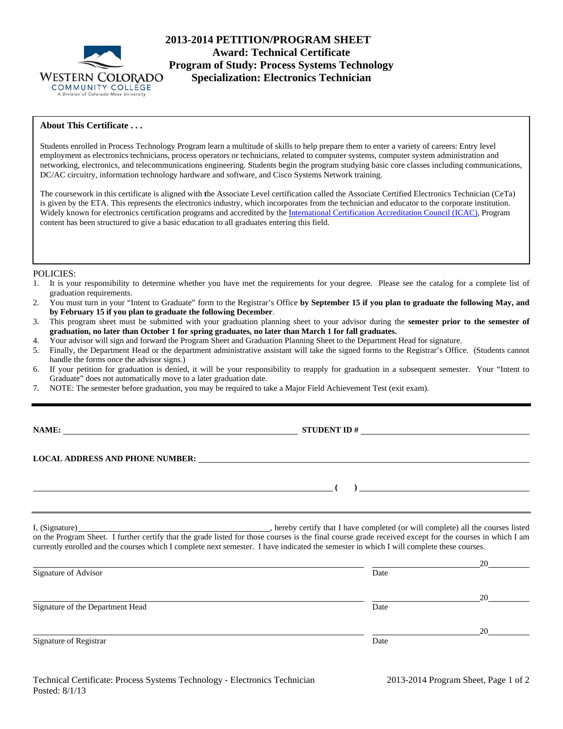# 2013-2014 PETITION/PROGRAM SHEET

## Award: Technical Certificate
## Program of Study: Process Systems Technology
## Specialization: Electronics Technician

WESTERN COLORADO COMMUNITY COLLEGE
A Division of Colorado Mesa University

**About This Certificate . . .**

Students enrolled in Process Technology Program learn a multitude of skills to help prepare them to enter a variety of careers: Entry level employment as electronics technicians, process operators or technicians, related to computer systems, computer system administration and networking, electronics, and telecommunications engineering. Students begin the program studying basic core classes including communications, DC/AC circuitry, information technology hardware and software, and Cisco Systems Network training.

The coursework in this certificate is aligned with the Associate Level certification called the Associate Certified Electronics Technician (CeTa) is given by the ETA. This represents the electronics industry, which incorporates from the technician and educator to the corporate institution. Widely known for electronics certification programs and accredited by the International Certification Accreditation Council (ICAC), Program content has been structured to give a basic education to all graduates entering this field.

POLICIES:

1. It is your responsibility to determine whether you have met the requirements for your degree. Please see the catalog for a complete list of graduation requirements.
2. You must turn in your "Intent to Graduate" form to the Registrar's Office **by September 15 if you plan to graduate the following May, and by February 15 if you plan to graduate the following December**.
3. This program sheet must be submitted with your graduation planning sheet to your advisor during the **semester prior to the semester of graduation, no later than October 1 for spring graduates, no later than March 1 for fall graduates.**
4. Your advisor will sign and forward the Program Sheet and Graduation Planning Sheet to the Department Head for signature.
5. Finally, the Department Head or the department administrative assistant will take the signed forms to the Registrar's Office. (Students cannot handle the forms once the advisor signs.)
6. If your petition for graduation is denied, it will be your responsibility to reapply for graduation in a subsequent semester. Your "Intent to Graduate" does not automatically move to a later graduation date.
7. NOTE: The semester before graduation, you may be required to take a Major Field Achievement Test (exit exam).

---

**NAME:** ______________________________ **STUDENT ID #** ______________________________

**LOCAL ADDRESS AND PHONE NUMBER:** ______________________________

______________________________ **( )** ______________________________

---

I, (Signature)______________________________, hereby certify that I have completed (or will complete) all the courses listed on the Program Sheet. I further certify that the grade listed for those courses is the final course grade received except for the courses in which I am currently enrolled and the courses which I complete next semester. I have indicated the semester in which I will complete these courses.

______________________________ ______________ 20______
Signature of Advisor Date

______________________________ ______________ 20______
Signature of the Department Head Date

______________________________ ______________ 20______
Signature of Registrar Date

Technical Certificate: Process Systems Technology - Electronics Technician
Posted: 8/1/13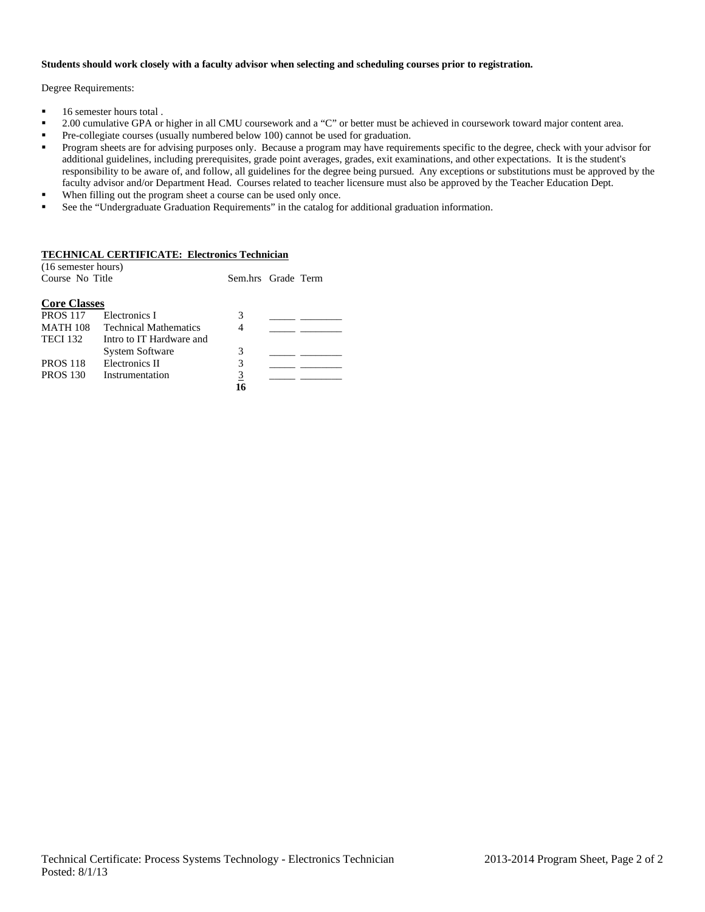**Students should work closely with a faculty advisor when selecting and scheduling courses prior to registration.**

Degree Requirements:

- 16 semester hours total .
- 2.00 cumulative GPA or higher in all CMU coursework and a "C" or better must be achieved in coursework toward major content area.
- Pre-collegiate courses (usually numbered below 100) cannot be used for graduation.
- Program sheets are for advising purposes only. Because a program may have requirements specific to the degree, check with your advisor for additional guidelines, including prerequisites, grade point averages, grades, exit examinations, and other expectations. It is the student's responsibility to be aware of, and follow, all guidelines for the degree being pursued. Any exceptions or substitutions must be approved by the faculty advisor and/or Department Head. Courses related to teacher licensure must also be approved by the Teacher Education Dept.
- When filling out the program sheet a course can be used only once.
- See the "Undergraduate Graduation Requirements" in the catalog for additional graduation information.

**TECHNICAL CERTIFICATE: Electronics Technician**

(16 semester hours)

**Core Classes**

| Course No | Title | Sem.hrs | Grade | Term |
|---|---|---|---|---|
| PROS 117 | Electronics I | 3 | _____ | ________ |
| MATH 108 | Technical Mathematics | 4 | _____ | ________ |
| TECI 132 | Intro to IT Hardware and System Software | 3 | _____ | ________ |
| PROS 118 | Electronics II | 3 | _____ | ________ |
| PROS 130 | Instrumentation | 3 | _____ | ________ |
| | | **16** | | |

Technical Certificate: Process Systems Technology - Electronics Technician
Posted: 8/1/13